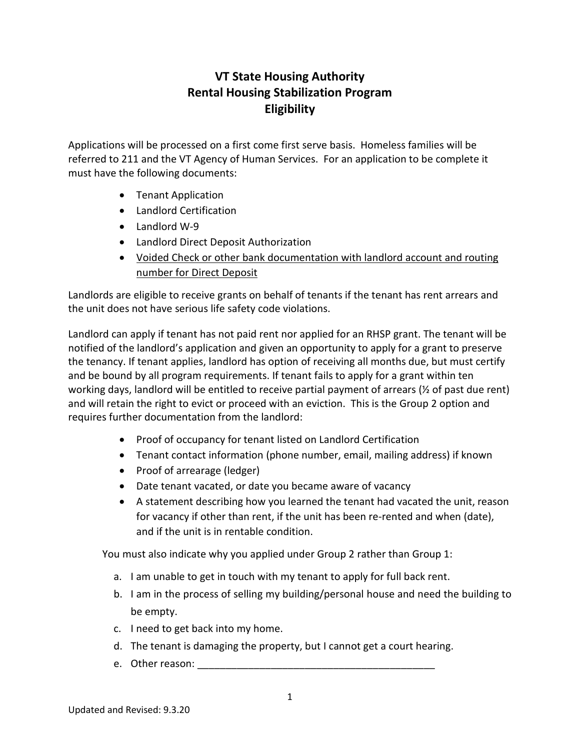# VT State Housing Authority
## Rental Housing Stabilization Program
### Eligibility

Applications will be processed on a first come first serve basis. Homeless families will be referred to 211 and the VT Agency of Human Services. For an application to be complete it must have the following documents:

- Tenant Application
- Landlord Certification
- Landlord W-9
- Landlord Direct Deposit Authorization
- <u>Voided Check or other bank documentation with landlord account and routing number for Direct Deposit</u>

Landlords are eligible to receive grants on behalf of tenants if the tenant has rent arrears and the unit does not have serious life safety code violations.

Landlord can apply if tenant has not paid rent nor applied for an RHSP grant. The tenant will be notified of the landlord's application and given an opportunity to apply for a grant to preserve the tenancy. If tenant applies, landlord has option of receiving all months due, but must certify and be bound by all program requirements. If tenant fails to apply for a grant within ten working days, landlord will be entitled to receive partial payment of arrears (½ of past due rent) and will retain the right to evict or proceed with an eviction. This is the Group 2 option and requires further documentation from the landlord:

- Proof of occupancy for tenant listed on Landlord Certification
- Tenant contact information (phone number, email, mailing address) if known
- Proof of arrearage (ledger)
- Date tenant vacated, or date you became aware of vacancy
- A statement describing how you learned the tenant had vacated the unit, reason for vacancy if other than rent, if the unit has been re-rented and when (date), and if the unit is in rentable condition.

You must also indicate why you applied under Group 2 rather than Group 1:

a. I am unable to get in touch with my tenant to apply for full back rent.
b. I am in the process of selling my building/personal house and need the building to be empty.
c. I need to get back into my home.
d. The tenant is damaging the property, but I cannot get a court hearing.
e. Other reason: ___________________________________________

Updated and Revised: 9.3.20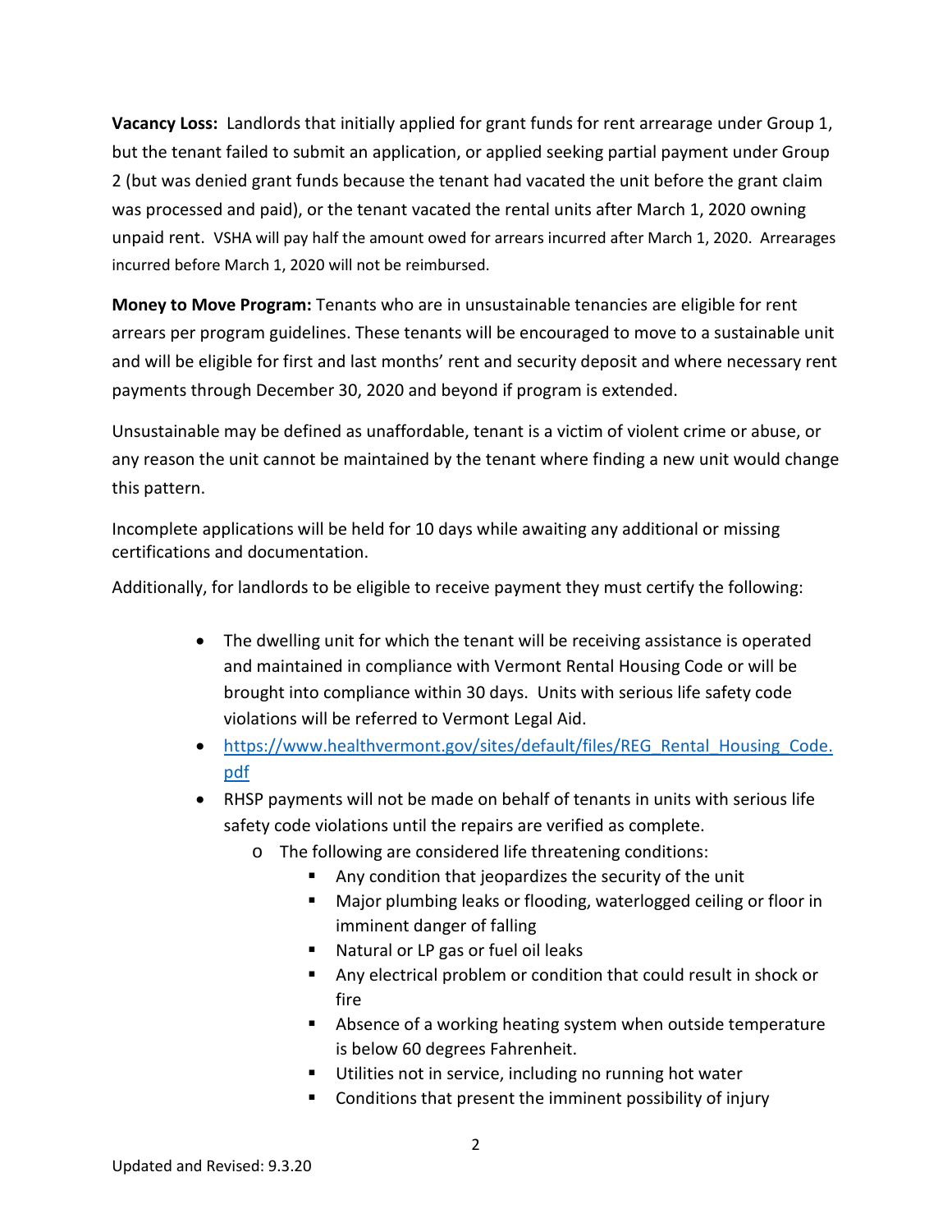**Vacancy Loss:** Landlords that initially applied for grant funds for rent arrearage under Group 1, but the tenant failed to submit an application, or applied seeking partial payment under Group 2 (but was denied grant funds because the tenant had vacated the unit before the grant claim was processed and paid), or the tenant vacated the rental units after March 1, 2020 owning unpaid rent. VSHA will pay half the amount owed for arrears incurred after March 1, 2020. Arrearages incurred before March 1, 2020 will not be reimbursed.

**Money to Move Program:** Tenants who are in unsustainable tenancies are eligible for rent arrears per program guidelines. These tenants will be encouraged to move to a sustainable unit and will be eligible for first and last months' rent and security deposit and where necessary rent payments through December 30, 2020 and beyond if program is extended.

Unsustainable may be defined as unaffordable, tenant is a victim of violent crime or abuse, or any reason the unit cannot be maintained by the tenant where finding a new unit would change this pattern.

Incomplete applications will be held for 10 days while awaiting any additional or missing certifications and documentation.

Additionally, for landlords to be eligible to receive payment they must certify the following:

- The dwelling unit for which the tenant will be receiving assistance is operated and maintained in compliance with Vermont Rental Housing Code or will be brought into compliance within 30 days. Units with serious life safety code violations will be referred to Vermont Legal Aid.
- https://www.healthvermont.gov/sites/default/files/REG_Rental_Housing_Code.pdf
- RHSP payments will not be made on behalf of tenants in units with serious life safety code violations until the repairs are verified as complete.
  - The following are considered life threatening conditions:
    - Any condition that jeopardizes the security of the unit
    - Major plumbing leaks or flooding, waterlogged ceiling or floor in imminent danger of falling
    - Natural or LP gas or fuel oil leaks
    - Any electrical problem or condition that could result in shock or fire
    - Absence of a working heating system when outside temperature is below 60 degrees Fahrenheit.
    - Utilities not in service, including no running hot water
    - Conditions that present the imminent possibility of injury

Updated and Revised: 9.3.20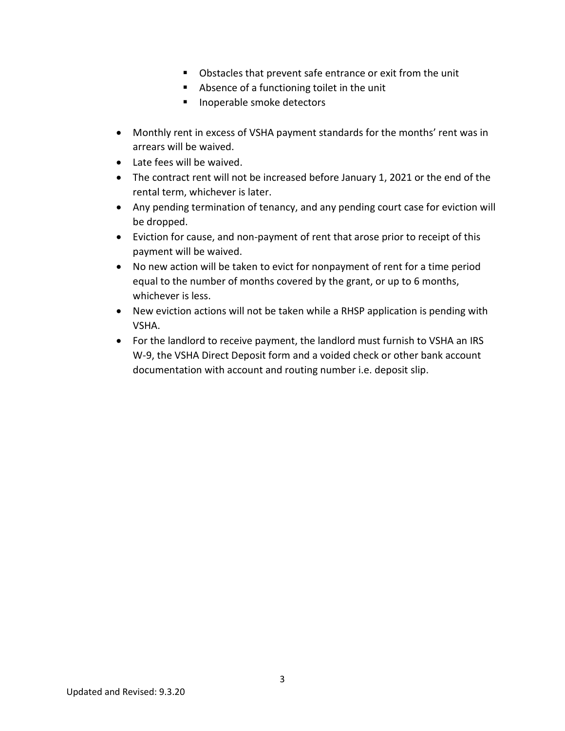- Obstacles that prevent safe entrance or exit from the unit
    - Absence of a functioning toilet in the unit
    - Inoperable smoke detectors

- Monthly rent in excess of VSHA payment standards for the months' rent was in arrears will be waived.
- Late fees will be waived.
- The contract rent will not be increased before January 1, 2021 or the end of the rental term, whichever is later.
- Any pending termination of tenancy, and any pending court case for eviction will be dropped.
- Eviction for cause, and non-payment of rent that arose prior to receipt of this payment will be waived.
- No new action will be taken to evict for nonpayment of rent for a time period equal to the number of months covered by the grant, or up to 6 months, whichever is less.
- New eviction actions will not be taken while a RHSP application is pending with VSHA.
- For the landlord to receive payment, the landlord must furnish to VSHA an IRS W-9, the VSHA Direct Deposit form and a voided check or other bank account documentation with account and routing number i.e. deposit slip.

Updated and Revised: 9.3.20